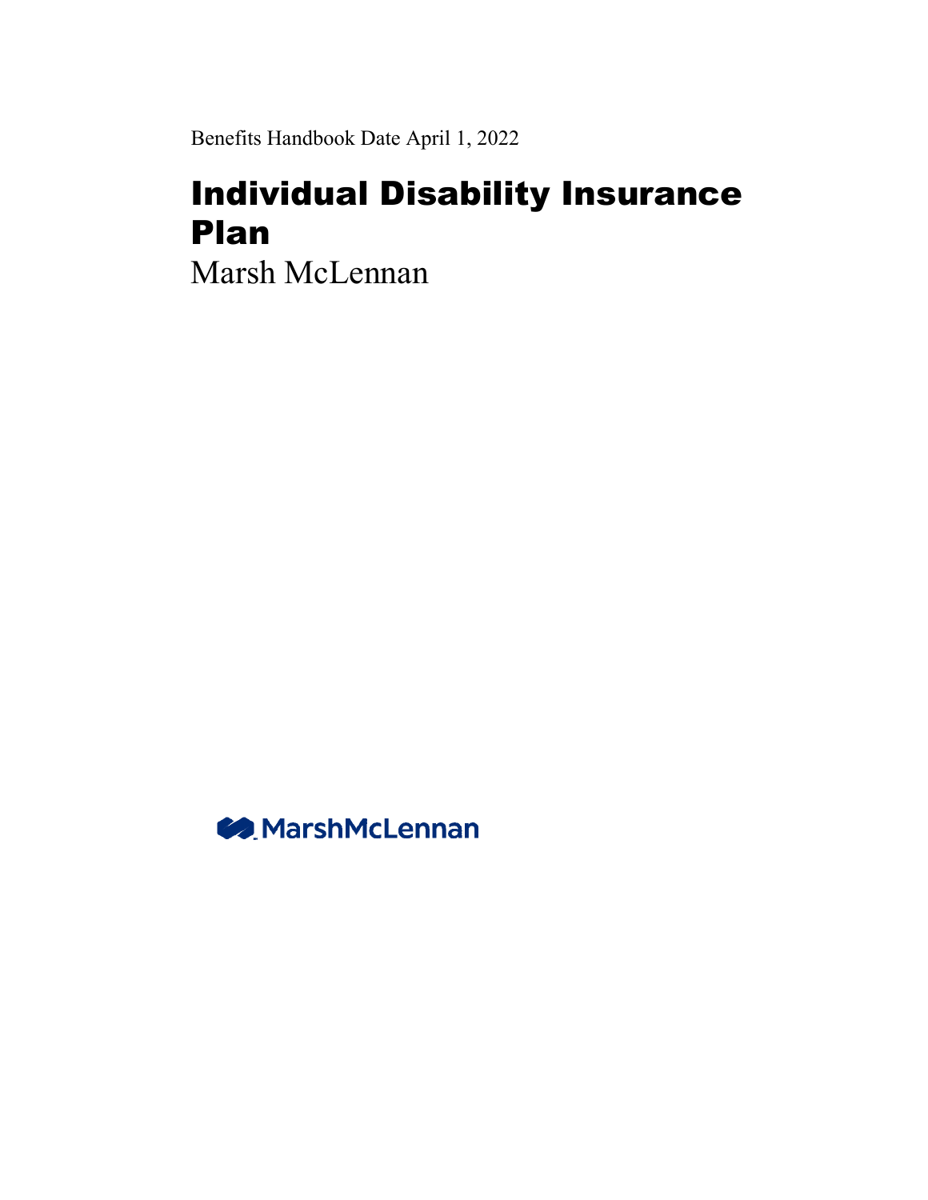Benefits Handbook Date April 1, 2022

# Individual Disability Insurance Plan

Marsh McLennan

MarshMcLennan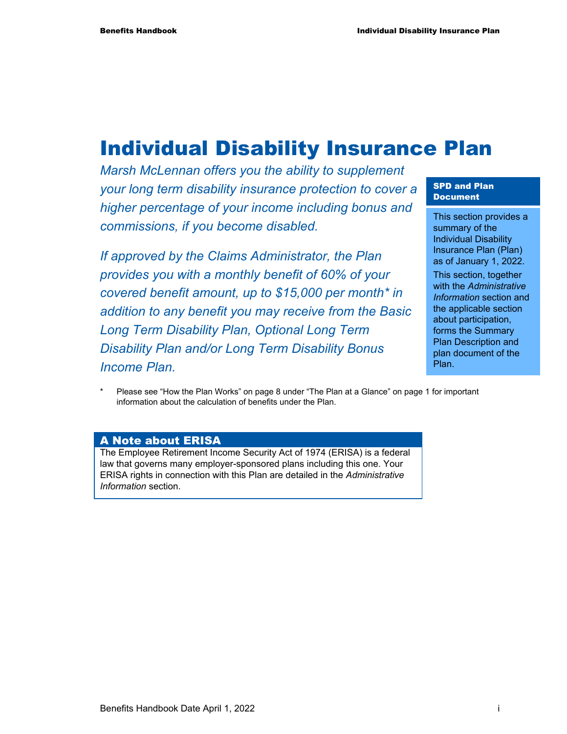# Individual Disability Insurance Plan

*Marsh McLennan offers you the ability to supplement your long term disability insurance protection to cover a higher percentage of your income including bonus and commissions, if you become disabled.*

*If approved by the Claims Administrator, the Plan provides you with a monthly benefit of 60% of your covered benefit amount, up to $15,000 per month* in addition to any benefit you may receive from the Basic Long Term Disability Plan, Optional Long Term Disability Plan and/or Long Term Disability Bonus Income Plan.*

**SPD and Plan Document**

This section provides a summary of the Individual Disability Insurance Plan (Plan) as of January 1, 2022.

This section, together with the *Administrative Information* section and the applicable section about participation, forms the Summary Plan Description and plan document of the Plan.

\* Please see "How the Plan Works" on page 8 under "The Plan at a Glance" on page 1 for important information about the calculation of benefits under the Plan.

## A Note about ERISA

The Employee Retirement Income Security Act of 1974 (ERISA) is a federal law that governs many employer-sponsored plans including this one. Your ERISA rights in connection with this Plan are detailed in the *Administrative Information* section.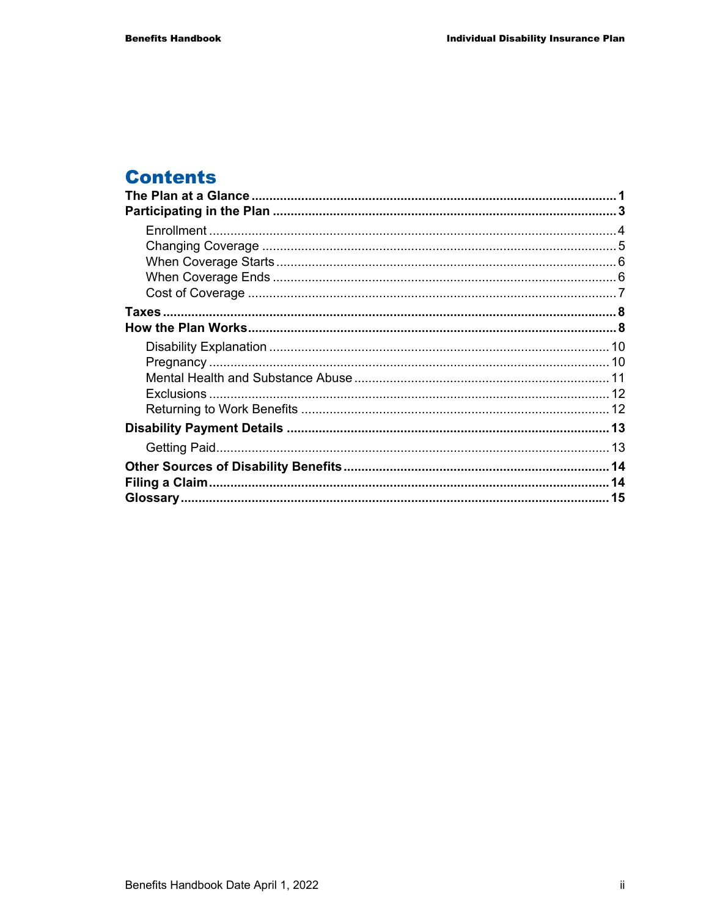# Contents

**The Plan at a Glance** ...................................................................................................... **1**

**Participating in the Plan** ................................................................................................ **3**

- Enrollment ................................................................................................................. 4
- Changing Coverage ................................................................................................... 5
- When Coverage Starts ............................................................................................... 6
- When Coverage Ends ................................................................................................ 6
- Cost of Coverage ....................................................................................................... 7

**Taxes** .............................................................................................................................. **8**

**How the Plan Works** ...................................................................................................... **8**

- Disability Explanation ............................................................................................... 10
- Pregnancy ................................................................................................................ 10
- Mental Health and Substance Abuse ....................................................................... 11
- Exclusions ................................................................................................................ 12
- Returning to Work Benefits ...................................................................................... 12

**Disability Payment Details** ......................................................................................... **13**

- Getting Paid .............................................................................................................. 13

**Other Sources of Disability Benefits** .......................................................................... **14**

**Filing a Claim** ............................................................................................................... **14**

**Glossary** ....................................................................................................................... **15**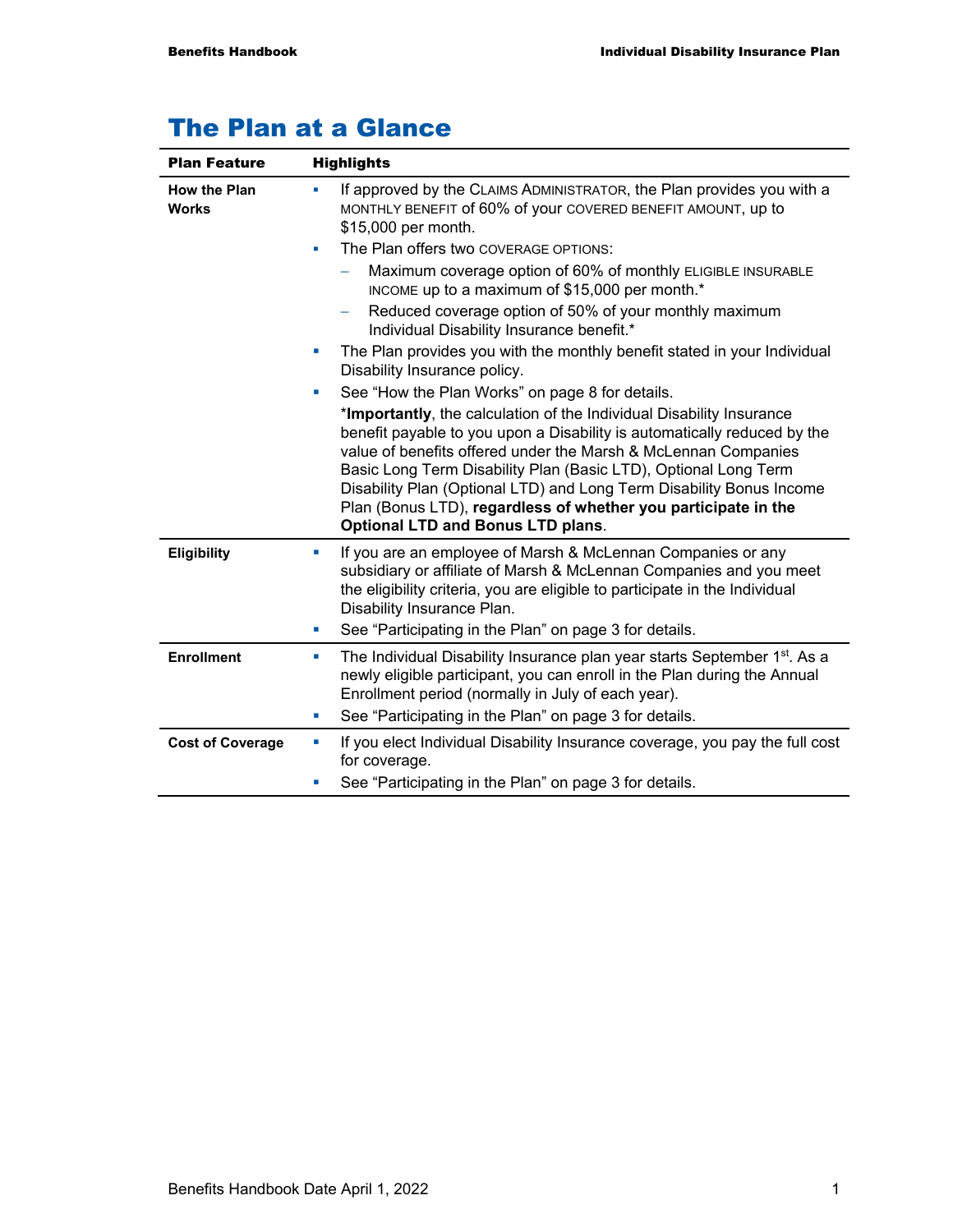# The Plan at a Glance

| Plan Feature | Highlights |
|---|---|
| **How the Plan Works** | ▪ If approved by the CLAIMS ADMINISTRATOR, the Plan provides you with a MONTHLY BENEFIT of 60% of your COVERED BENEFIT AMOUNT, up to $15,000 per month.<br>▪ The Plan offers two COVERAGE OPTIONS:<br>– Maximum coverage option of 60% of monthly ELIGIBLE INSURABLE INCOME up to a maximum of $15,000 per month.*<br>– Reduced coverage option of 50% of your monthly maximum Individual Disability Insurance benefit.*<br>▪ The Plan provides you with the monthly benefit stated in your Individual Disability Insurance policy.<br>▪ See "How the Plan Works" on page 8 for details.<br>***Importantly**, the calculation of the Individual Disability Insurance benefit payable to you upon a Disability is automatically reduced by the value of benefits offered under the Marsh & McLennan Companies Basic Long Term Disability Plan (Basic LTD), Optional Long Term Disability Plan (Optional LTD) and Long Term Disability Bonus Income Plan (Bonus LTD), **regardless of whether you participate in the Optional LTD and Bonus LTD plans**. |
| **Eligibility** | ▪ If you are an employee of Marsh & McLennan Companies or any subsidiary or affiliate of Marsh & McLennan Companies and you meet the eligibility criteria, you are eligible to participate in the Individual Disability Insurance Plan.<br>▪ See "Participating in the Plan" on page 3 for details. |
| **Enrollment** | ▪ The Individual Disability Insurance plan year starts September 1st. As a newly eligible participant, you can enroll in the Plan during the Annual Enrollment period (normally in July of each year).<br>▪ See "Participating in the Plan" on page 3 for details. |
| **Cost of Coverage** | ▪ If you elect Individual Disability Insurance coverage, you pay the full cost for coverage.<br>▪ See "Participating in the Plan" on page 3 for details. |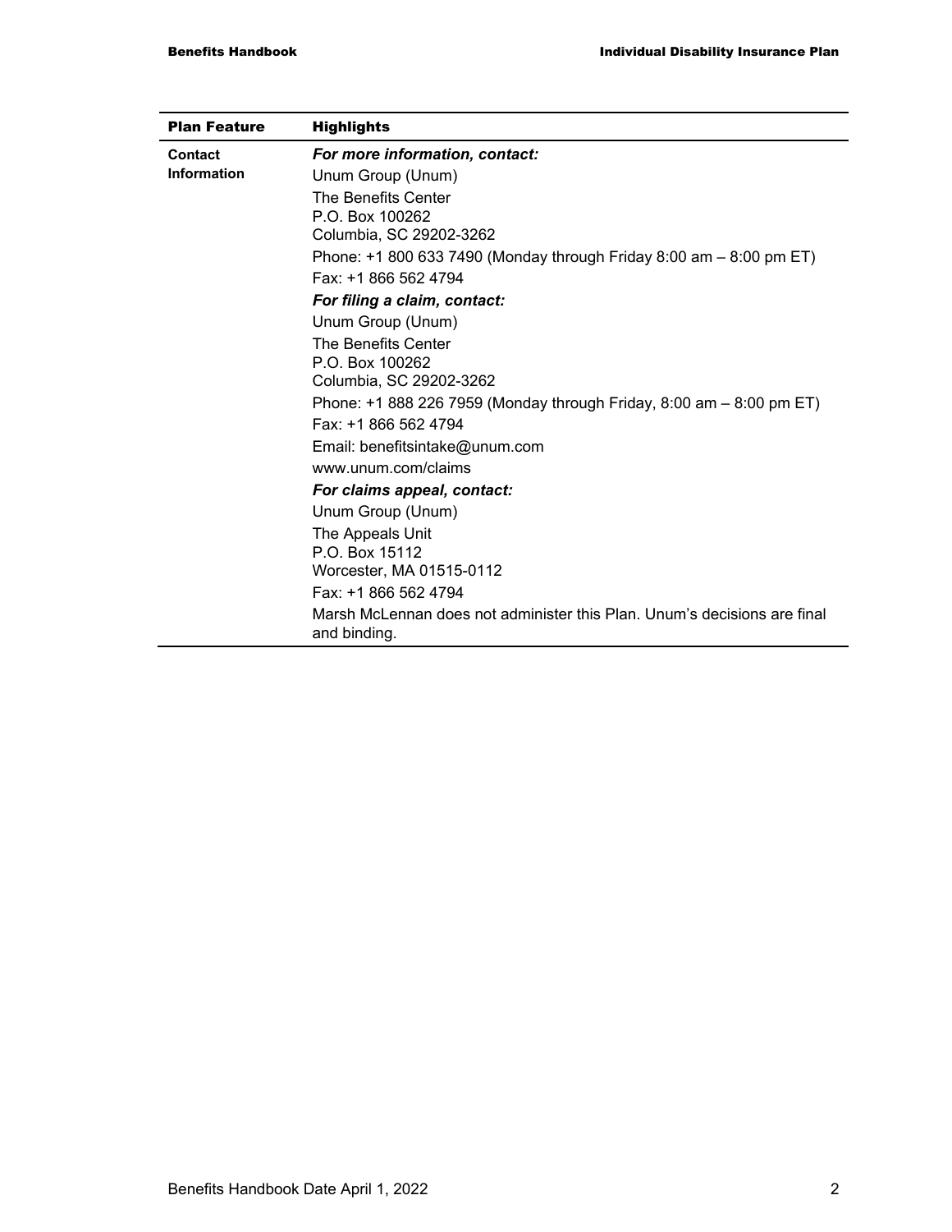| Plan Feature | Highlights |
|---|---|
| **Contact Information** | ***For more information, contact:***<br>Unum Group (Unum)<br>The Benefits Center<br>P.O. Box 100262<br>Columbia, SC 29202-3262<br>Phone: +1 800 633 7490 (Monday through Friday 8:00 am – 8:00 pm ET)<br>Fax: +1 866 562 4794<br>***For filing a claim, contact:***<br>Unum Group (Unum)<br>The Benefits Center<br>P.O. Box 100262<br>Columbia, SC 29202-3262<br>Phone: +1 888 226 7959 (Monday through Friday, 8:00 am – 8:00 pm ET)<br>Fax: +1 866 562 4794<br>Email: benefitsintake@unum.com<br>www.unum.com/claims<br>***For claims appeal, contact:***<br>Unum Group (Unum)<br>The Appeals Unit<br>P.O. Box 15112<br>Worcester, MA 01515-0112<br>Fax: +1 866 562 4794<br>Marsh McLennan does not administer this Plan. Unum's decisions are final and binding. |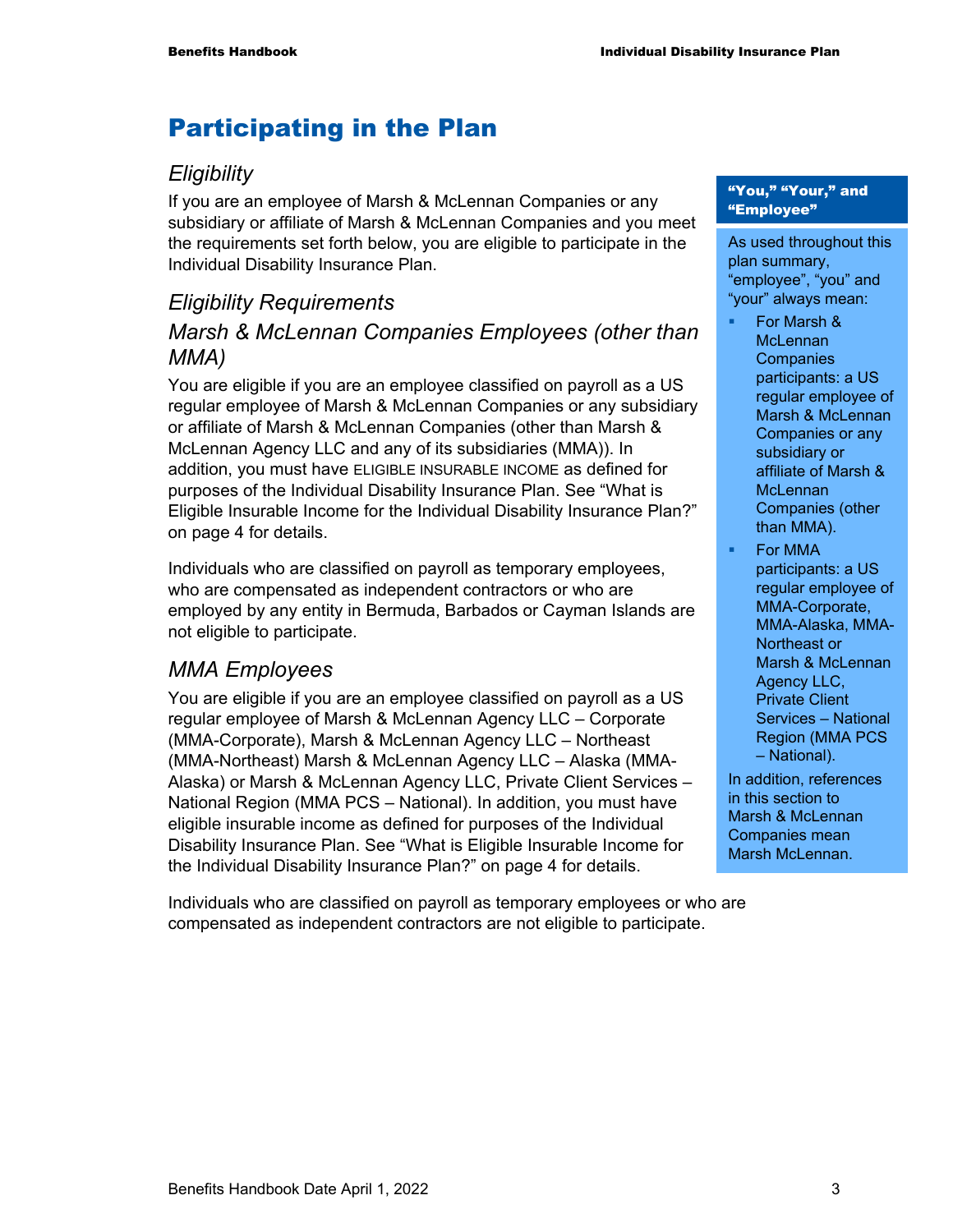# Participating in the Plan

## *Eligibility*

If you are an employee of Marsh & McLennan Companies or any subsidiary or affiliate of Marsh & McLennan Companies and you meet the requirements set forth below, you are eligible to participate in the Individual Disability Insurance Plan.

## *Eligibility Requirements*

### *Marsh & McLennan Companies Employees (other than MMA)*

You are eligible if you are an employee classified on payroll as a US regular employee of Marsh & McLennan Companies or any subsidiary or affiliate of Marsh & McLennan Companies (other than Marsh & McLennan Agency LLC and any of its subsidiaries (MMA)). In addition, you must have ELIGIBLE INSURABLE INCOME as defined for purposes of the Individual Disability Insurance Plan. See "What is Eligible Insurable Income for the Individual Disability Insurance Plan?" on page 4 for details.

Individuals who are classified on payroll as temporary employees, who are compensated as independent contractors or who are employed by any entity in Bermuda, Barbados or Cayman Islands are not eligible to participate.

### *MMA Employees*

You are eligible if you are an employee classified on payroll as a US regular employee of Marsh & McLennan Agency LLC – Corporate (MMA-Corporate), Marsh & McLennan Agency LLC – Northeast (MMA-Northeast) Marsh & McLennan Agency LLC – Alaska (MMA-Alaska) or Marsh & McLennan Agency LLC, Private Client Services – National Region (MMA PCS – National). In addition, you must have eligible insurable income as defined for purposes of the Individual Disability Insurance Plan. See "What is Eligible Insurable Income for the Individual Disability Insurance Plan?" on page 4 for details.

Individuals who are classified on payroll as temporary employees or who are compensated as independent contractors are not eligible to participate.

**"You," "Your," and "Employee"**

As used throughout this plan summary, "employee", "you" and "your" always mean:

- For Marsh & McLennan Companies participants: a US regular employee of Marsh & McLennan Companies or any subsidiary or affiliate of Marsh & McLennan Companies (other than MMA).
- For MMA participants: a US regular employee of MMA-Corporate, MMA-Alaska, MMA-Northeast or Marsh & McLennan Agency LLC, Private Client Services – National Region (MMA PCS – National).

In addition, references in this section to Marsh & McLennan Companies mean Marsh McLennan.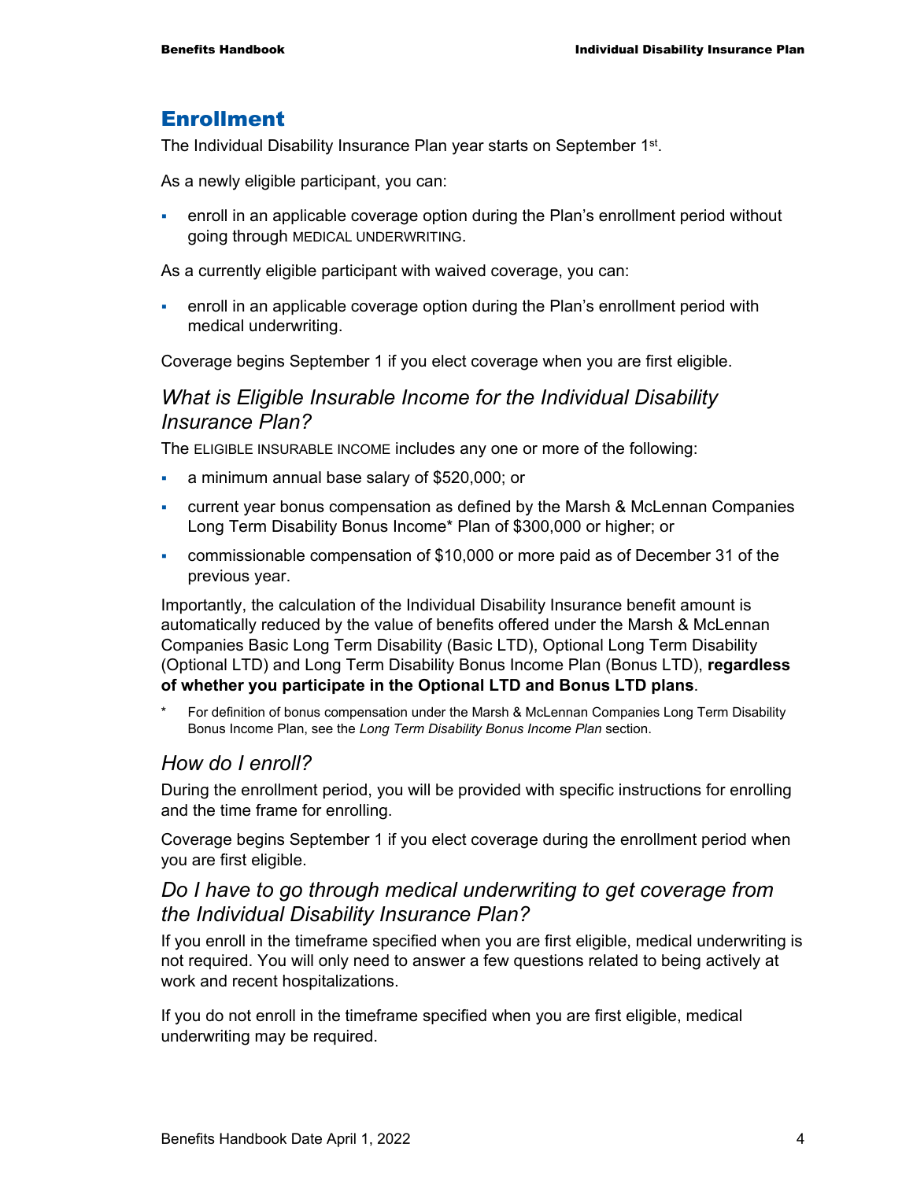## Enrollment

The Individual Disability Insurance Plan year starts on September 1st.

As a newly eligible participant, you can:

- enroll in an applicable coverage option during the Plan's enrollment period without going through MEDICAL UNDERWRITING.

As a currently eligible participant with waived coverage, you can:

- enroll in an applicable coverage option during the Plan's enrollment period with medical underwriting.

Coverage begins September 1 if you elect coverage when you are first eligible.

### *What is Eligible Insurable Income for the Individual Disability Insurance Plan?*

The ELIGIBLE INSURABLE INCOME includes any one or more of the following:

- a minimum annual base salary of $520,000; or
- current year bonus compensation as defined by the Marsh & McLennan Companies Long Term Disability Bonus Income* Plan of $300,000 or higher; or
- commissionable compensation of $10,000 or more paid as of December 31 of the previous year.

Importantly, the calculation of the Individual Disability Insurance benefit amount is automatically reduced by the value of benefits offered under the Marsh & McLennan Companies Basic Long Term Disability (Basic LTD), Optional Long Term Disability (Optional LTD) and Long Term Disability Bonus Income Plan (Bonus LTD), **regardless of whether you participate in the Optional LTD and Bonus LTD plans**.

\* For definition of bonus compensation under the Marsh & McLennan Companies Long Term Disability Bonus Income Plan, see the *Long Term Disability Bonus Income Plan* section.

### *How do I enroll?*

During the enrollment period, you will be provided with specific instructions for enrolling and the time frame for enrolling.

Coverage begins September 1 if you elect coverage during the enrollment period when you are first eligible.

### *Do I have to go through medical underwriting to get coverage from the Individual Disability Insurance Plan?*

If you enroll in the timeframe specified when you are first eligible, medical underwriting is not required. You will only need to answer a few questions related to being actively at work and recent hospitalizations.

If you do not enroll in the timeframe specified when you are first eligible, medical underwriting may be required.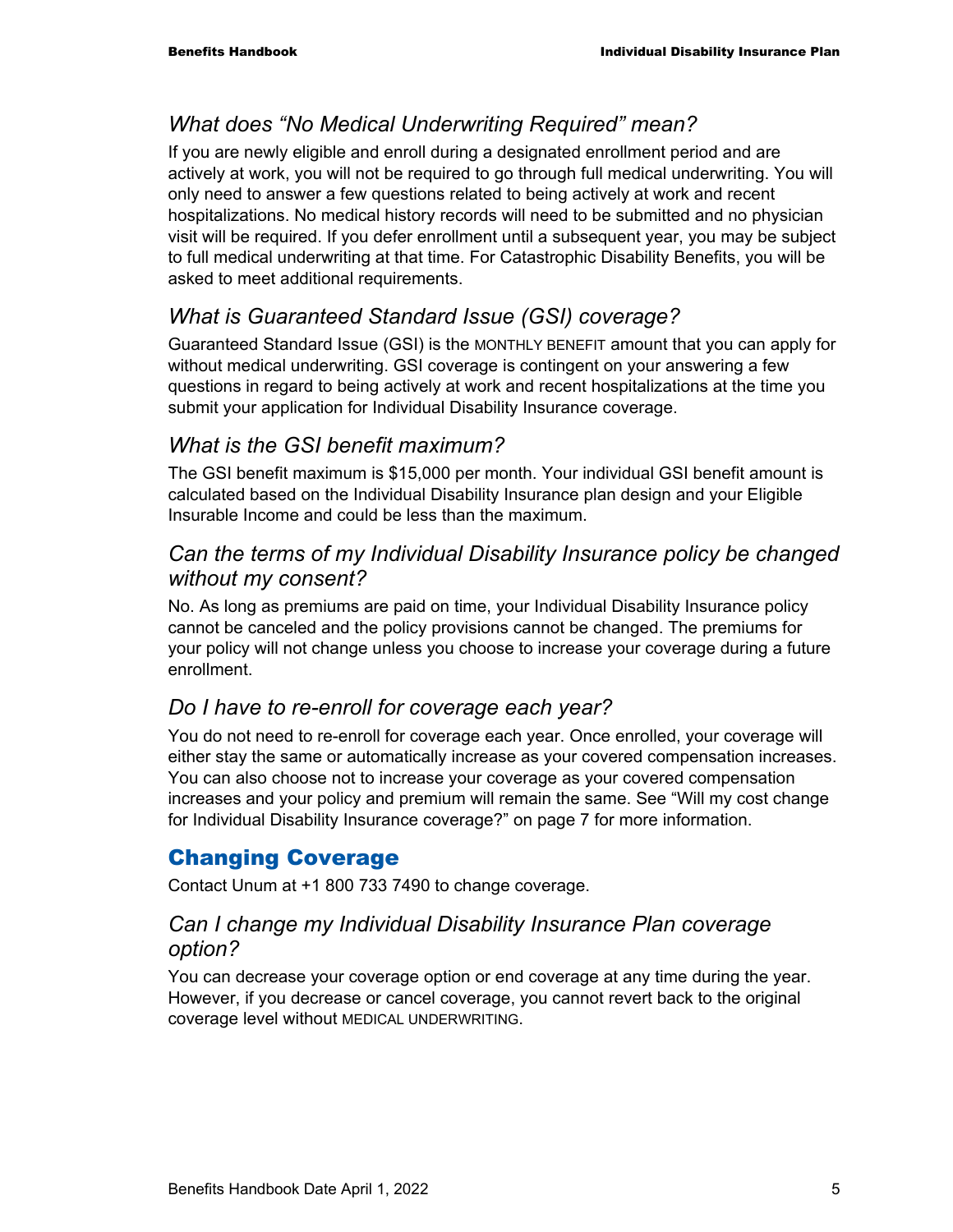### *What does "No Medical Underwriting Required" mean?*

If you are newly eligible and enroll during a designated enrollment period and are actively at work, you will not be required to go through full medical underwriting. You will only need to answer a few questions related to being actively at work and recent hospitalizations. No medical history records will need to be submitted and no physician visit will be required. If you defer enrollment until a subsequent year, you may be subject to full medical underwriting at that time. For Catastrophic Disability Benefits, you will be asked to meet additional requirements.

### *What is Guaranteed Standard Issue (GSI) coverage?*

Guaranteed Standard Issue (GSI) is the MONTHLY BENEFIT amount that you can apply for without medical underwriting. GSI coverage is contingent on your answering a few questions in regard to being actively at work and recent hospitalizations at the time you submit your application for Individual Disability Insurance coverage.

### *What is the GSI benefit maximum?*

The GSI benefit maximum is $15,000 per month. Your individual GSI benefit amount is calculated based on the Individual Disability Insurance plan design and your Eligible Insurable Income and could be less than the maximum.

### *Can the terms of my Individual Disability Insurance policy be changed without my consent?*

No. As long as premiums are paid on time, your Individual Disability Insurance policy cannot be canceled and the policy provisions cannot be changed. The premiums for your policy will not change unless you choose to increase your coverage during a future enrollment.

### *Do I have to re-enroll for coverage each year?*

You do not need to re-enroll for coverage each year. Once enrolled, your coverage will either stay the same or automatically increase as your covered compensation increases. You can also choose not to increase your coverage as your covered compensation increases and your policy and premium will remain the same. See "Will my cost change for Individual Disability Insurance coverage?" on page 7 for more information.

## Changing Coverage

Contact Unum at +1 800 733 7490 to change coverage.

### *Can I change my Individual Disability Insurance Plan coverage option?*

You can decrease your coverage option or end coverage at any time during the year. However, if you decrease or cancel coverage, you cannot revert back to the original coverage level without MEDICAL UNDERWRITING.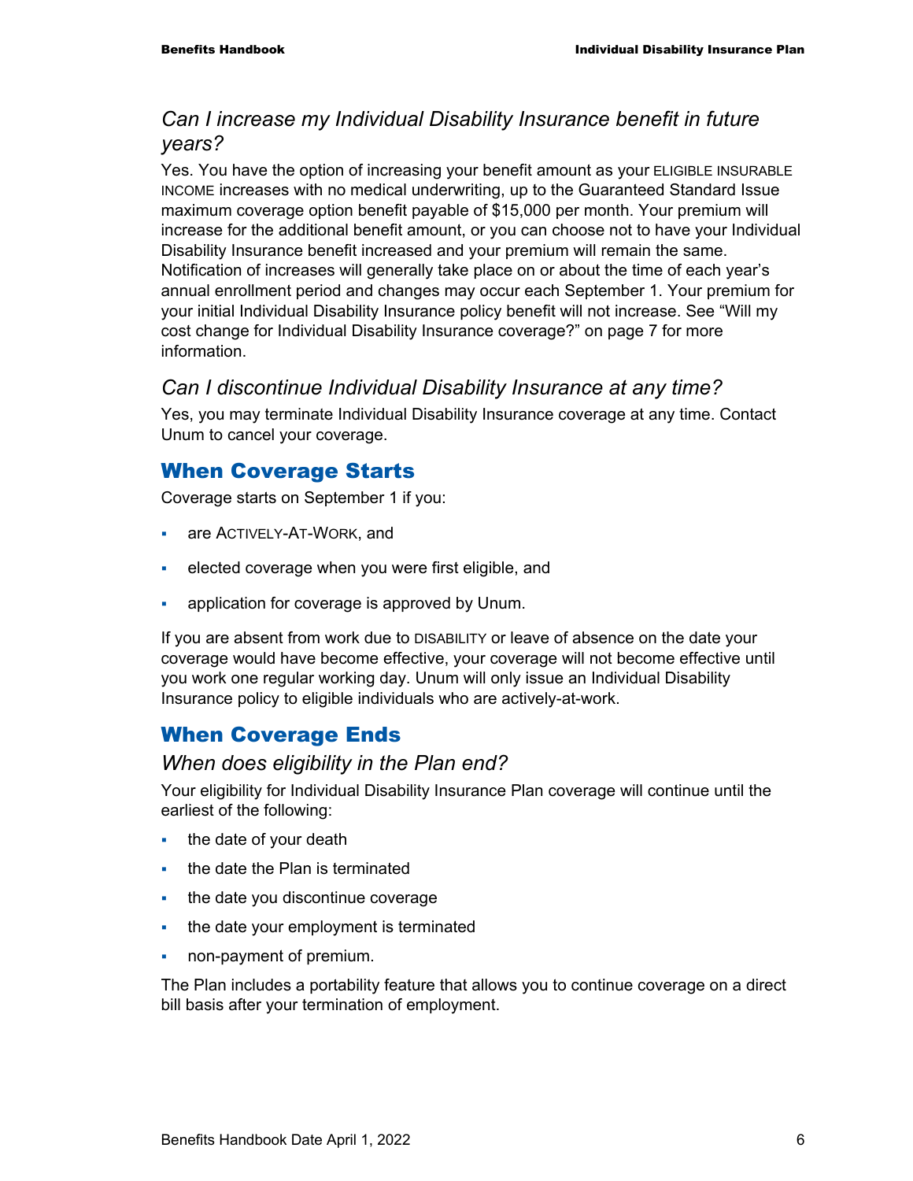### *Can I increase my Individual Disability Insurance benefit in future years?*

Yes. You have the option of increasing your benefit amount as your ELIGIBLE INSURABLE INCOME increases with no medical underwriting, up to the Guaranteed Standard Issue maximum coverage option benefit payable of $15,000 per month. Your premium will increase for the additional benefit amount, or you can choose not to have your Individual Disability Insurance benefit increased and your premium will remain the same. Notification of increases will generally take place on or about the time of each year's annual enrollment period and changes may occur each September 1. Your premium for your initial Individual Disability Insurance policy benefit will not increase. See "Will my cost change for Individual Disability Insurance coverage?" on page 7 for more information.

### *Can I discontinue Individual Disability Insurance at any time?*

Yes, you may terminate Individual Disability Insurance coverage at any time. Contact Unum to cancel your coverage.

## When Coverage Starts

Coverage starts on September 1 if you:

- are ACTIVELY-AT-WORK, and
- elected coverage when you were first eligible, and
- application for coverage is approved by Unum.

If you are absent from work due to DISABILITY or leave of absence on the date your coverage would have become effective, your coverage will not become effective until you work one regular working day. Unum will only issue an Individual Disability Insurance policy to eligible individuals who are actively-at-work.

## When Coverage Ends

### *When does eligibility in the Plan end?*

Your eligibility for Individual Disability Insurance Plan coverage will continue until the earliest of the following:

- the date of your death
- the date the Plan is terminated
- the date you discontinue coverage
- the date your employment is terminated
- non-payment of premium.

The Plan includes a portability feature that allows you to continue coverage on a direct bill basis after your termination of employment.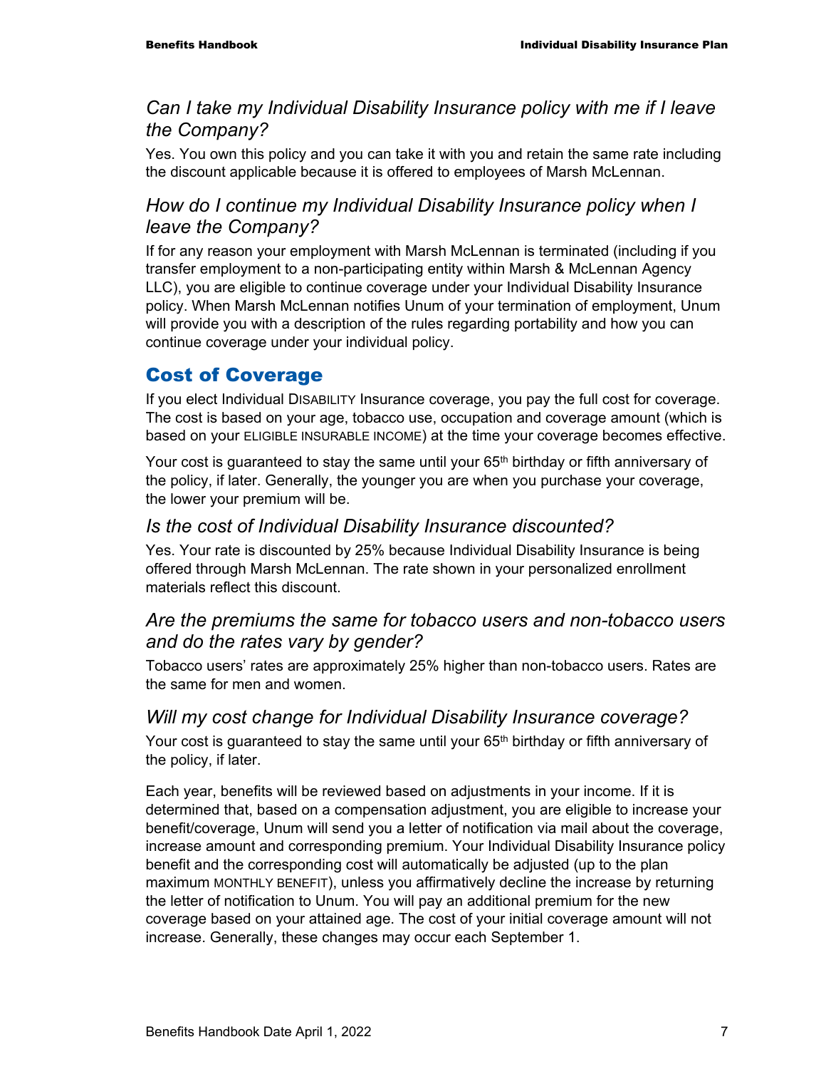### *Can I take my Individual Disability Insurance policy with me if I leave the Company?*

Yes. You own this policy and you can take it with you and retain the same rate including the discount applicable because it is offered to employees of Marsh McLennan.

### *How do I continue my Individual Disability Insurance policy when I leave the Company?*

If for any reason your employment with Marsh McLennan is terminated (including if you transfer employment to a non-participating entity within Marsh & McLennan Agency LLC), you are eligible to continue coverage under your Individual Disability Insurance policy. When Marsh McLennan notifies Unum of your termination of employment, Unum will provide you with a description of the rules regarding portability and how you can continue coverage under your individual policy.

## Cost of Coverage

If you elect Individual DISABILITY Insurance coverage, you pay the full cost for coverage. The cost is based on your age, tobacco use, occupation and coverage amount (which is based on your ELIGIBLE INSURABLE INCOME) at the time your coverage becomes effective.

Your cost is guaranteed to stay the same until your 65th birthday or fifth anniversary of the policy, if later. Generally, the younger you are when you purchase your coverage, the lower your premium will be.

### *Is the cost of Individual Disability Insurance discounted?*

Yes. Your rate is discounted by 25% because Individual Disability Insurance is being offered through Marsh McLennan. The rate shown in your personalized enrollment materials reflect this discount.

### *Are the premiums the same for tobacco users and non-tobacco users and do the rates vary by gender?*

Tobacco users' rates are approximately 25% higher than non-tobacco users. Rates are the same for men and women.

### *Will my cost change for Individual Disability Insurance coverage?*

Your cost is guaranteed to stay the same until your 65th birthday or fifth anniversary of the policy, if later.

Each year, benefits will be reviewed based on adjustments in your income. If it is determined that, based on a compensation adjustment, you are eligible to increase your benefit/coverage, Unum will send you a letter of notification via mail about the coverage, increase amount and corresponding premium. Your Individual Disability Insurance policy benefit and the corresponding cost will automatically be adjusted (up to the plan maximum MONTHLY BENEFIT), unless you affirmatively decline the increase by returning the letter of notification to Unum. You will pay an additional premium for the new coverage based on your attained age. The cost of your initial coverage amount will not increase. Generally, these changes may occur each September 1.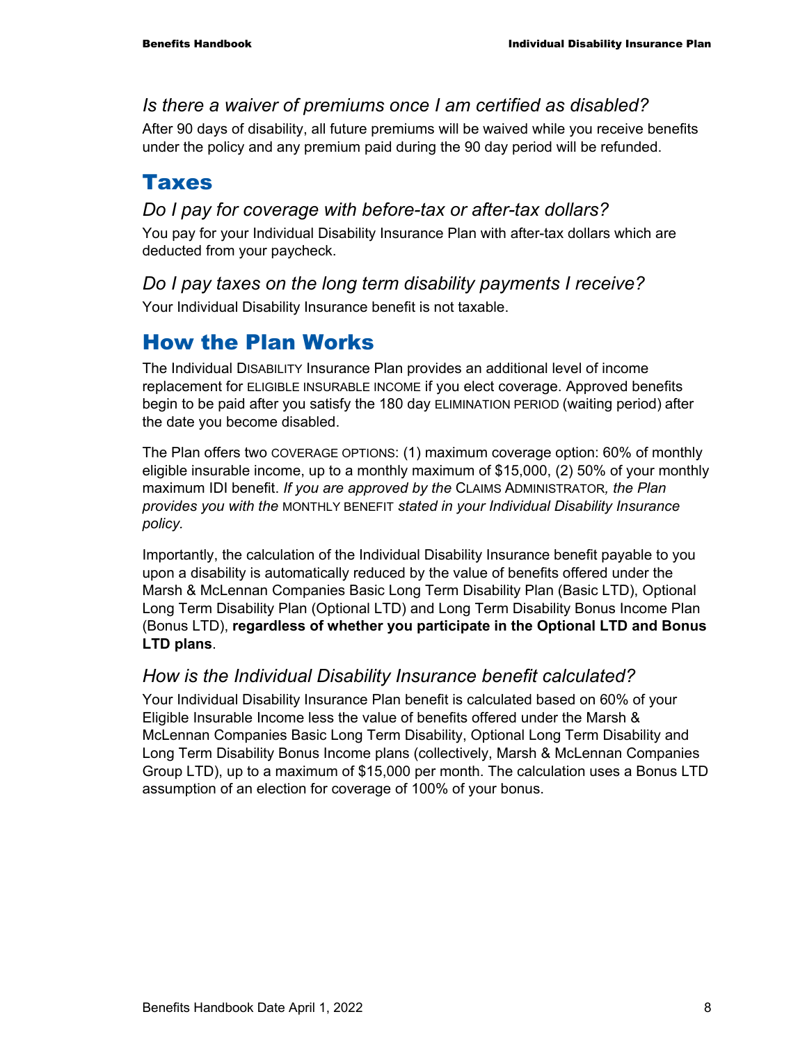### *Is there a waiver of premiums once I am certified as disabled?*

After 90 days of disability, all future premiums will be waived while you receive benefits under the policy and any premium paid during the 90 day period will be refunded.

## Taxes

### *Do I pay for coverage with before-tax or after-tax dollars?*

You pay for your Individual Disability Insurance Plan with after-tax dollars which are deducted from your paycheck.

### *Do I pay taxes on the long term disability payments I receive?*

Your Individual Disability Insurance benefit is not taxable.

## How the Plan Works

The Individual DISABILITY Insurance Plan provides an additional level of income replacement for ELIGIBLE INSURABLE INCOME if you elect coverage. Approved benefits begin to be paid after you satisfy the 180 day ELIMINATION PERIOD (waiting period) after the date you become disabled.

The Plan offers two COVERAGE OPTIONS: (1) maximum coverage option: 60% of monthly eligible insurable income, up to a monthly maximum of $15,000, (2) 50% of your monthly maximum IDI benefit. *If you are approved by the* CLAIMS ADMINISTRATOR*, the Plan provides you with the* MONTHLY BENEFIT *stated in your Individual Disability Insurance policy.*

Importantly, the calculation of the Individual Disability Insurance benefit payable to you upon a disability is automatically reduced by the value of benefits offered under the Marsh & McLennan Companies Basic Long Term Disability Plan (Basic LTD), Optional Long Term Disability Plan (Optional LTD) and Long Term Disability Bonus Income Plan (Bonus LTD), **regardless of whether you participate in the Optional LTD and Bonus LTD plans**.

### *How is the Individual Disability Insurance benefit calculated?*

Your Individual Disability Insurance Plan benefit is calculated based on 60% of your Eligible Insurable Income less the value of benefits offered under the Marsh & McLennan Companies Basic Long Term Disability, Optional Long Term Disability and Long Term Disability Bonus Income plans (collectively, Marsh & McLennan Companies Group LTD), up to a maximum of $15,000 per month. The calculation uses a Bonus LTD assumption of an election for coverage of 100% of your bonus.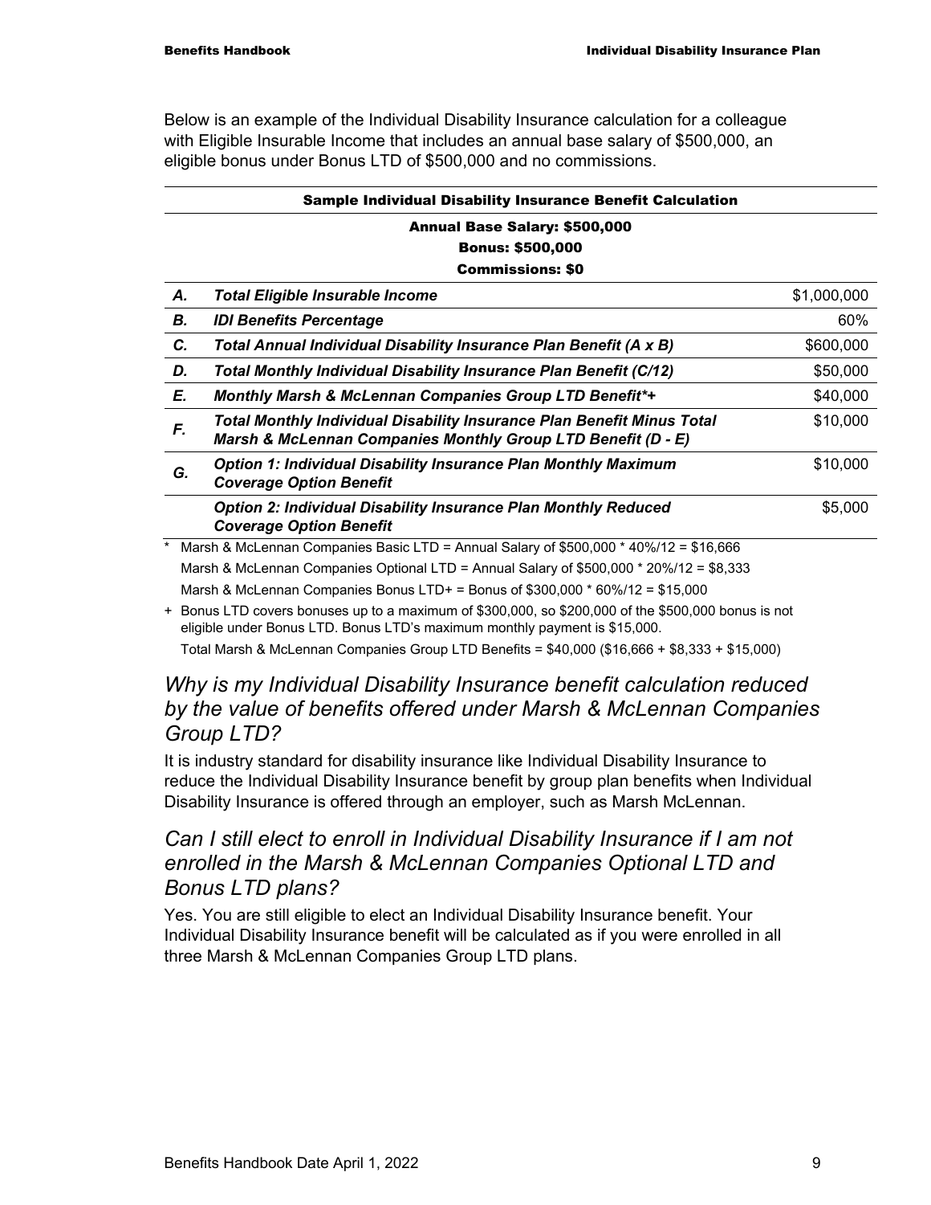Below is an example of the Individual Disability Insurance calculation for a colleague with Eligible Insurable Income that includes an annual base salary of $500,000, an eligible bonus under Bonus LTD of $500,000 and no commissions.

| Sample Individual Disability Insurance Benefit Calculation | | |
|---|---|---|
| | **Annual Base Salary: $500,000**<br>**Bonus: $500,000**<br>**Commissions: $0** | |
| ***A.*** | ***Total Eligible Insurable Income*** | $1,000,000 |
| ***B.*** | ***IDI Benefits Percentage*** | 60% |
| ***C.*** | ***Total Annual Individual Disability Insurance Plan Benefit (A x B)*** | $600,000 |
| ***D.*** | ***Total Monthly Individual Disability Insurance Plan Benefit (C/12)*** | $50,000 |
| ***E.*** | ***Monthly Marsh & McLennan Companies Group LTD Benefit*+*** | $40,000 |
| ***F.*** | ***Total Monthly Individual Disability Insurance Plan Benefit Minus Total Marsh & McLennan Companies Monthly Group LTD Benefit (D - E)*** | $10,000 |
| ***G.*** | ***Option 1: Individual Disability Insurance Plan Monthly Maximum Coverage Option Benefit*** | $10,000 |
| | ***Option 2: Individual Disability Insurance Plan Monthly Reduced Coverage Option Benefit*** | $5,000 |

\* Marsh & McLennan Companies Basic LTD = Annual Salary of $500,000 * 40%/12 = $16,666

Marsh & McLennan Companies Optional LTD = Annual Salary of $500,000 * 20%/12 = $8,333

Marsh & McLennan Companies Bonus LTD+ = Bonus of $300,000 * 60%/12 = $15,000

\+ Bonus LTD covers bonuses up to a maximum of $300,000, so $200,000 of the $500,000 bonus is not eligible under Bonus LTD. Bonus LTD's maximum monthly payment is $15,000.

Total Marsh & McLennan Companies Group LTD Benefits = $40,000 ($16,666 + $8,333 + $15,000)

## *Why is my Individual Disability Insurance benefit calculation reduced by the value of benefits offered under Marsh & McLennan Companies Group LTD?*

It is industry standard for disability insurance like Individual Disability Insurance to reduce the Individual Disability Insurance benefit by group plan benefits when Individual Disability Insurance is offered through an employer, such as Marsh McLennan.

## *Can I still elect to enroll in Individual Disability Insurance if I am not enrolled in the Marsh & McLennan Companies Optional LTD and Bonus LTD plans?*

Yes. You are still eligible to elect an Individual Disability Insurance benefit. Your Individual Disability Insurance benefit will be calculated as if you were enrolled in all three Marsh & McLennan Companies Group LTD plans.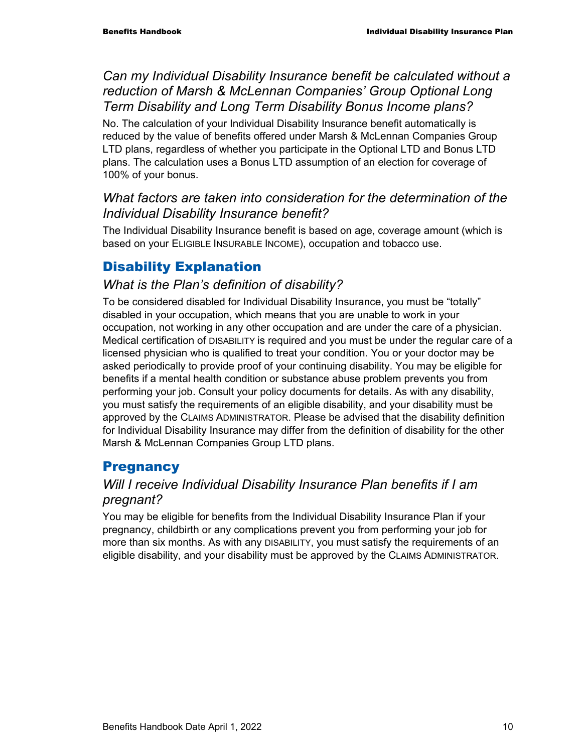### *Can my Individual Disability Insurance benefit be calculated without a reduction of Marsh & McLennan Companies' Group Optional Long Term Disability and Long Term Disability Bonus Income plans?*

No. The calculation of your Individual Disability Insurance benefit automatically is reduced by the value of benefits offered under Marsh & McLennan Companies Group LTD plans, regardless of whether you participate in the Optional LTD and Bonus LTD plans. The calculation uses a Bonus LTD assumption of an election for coverage of 100% of your bonus.

### *What factors are taken into consideration for the determination of the Individual Disability Insurance benefit?*

The Individual Disability Insurance benefit is based on age, coverage amount (which is based on your ELIGIBLE INSURABLE INCOME), occupation and tobacco use.

## Disability Explanation

### *What is the Plan's definition of disability?*

To be considered disabled for Individual Disability Insurance, you must be "totally" disabled in your occupation, which means that you are unable to work in your occupation, not working in any other occupation and are under the care of a physician. Medical certification of DISABILITY is required and you must be under the regular care of a licensed physician who is qualified to treat your condition. You or your doctor may be asked periodically to provide proof of your continuing disability. You may be eligible for benefits if a mental health condition or substance abuse problem prevents you from performing your job. Consult your policy documents for details. As with any disability, you must satisfy the requirements of an eligible disability, and your disability must be approved by the CLAIMS ADMINISTRATOR. Please be advised that the disability definition for Individual Disability Insurance may differ from the definition of disability for the other Marsh & McLennan Companies Group LTD plans.

## Pregnancy

### *Will I receive Individual Disability Insurance Plan benefits if I am pregnant?*

You may be eligible for benefits from the Individual Disability Insurance Plan if your pregnancy, childbirth or any complications prevent you from performing your job for more than six months. As with any DISABILITY, you must satisfy the requirements of an eligible disability, and your disability must be approved by the CLAIMS ADMINISTRATOR.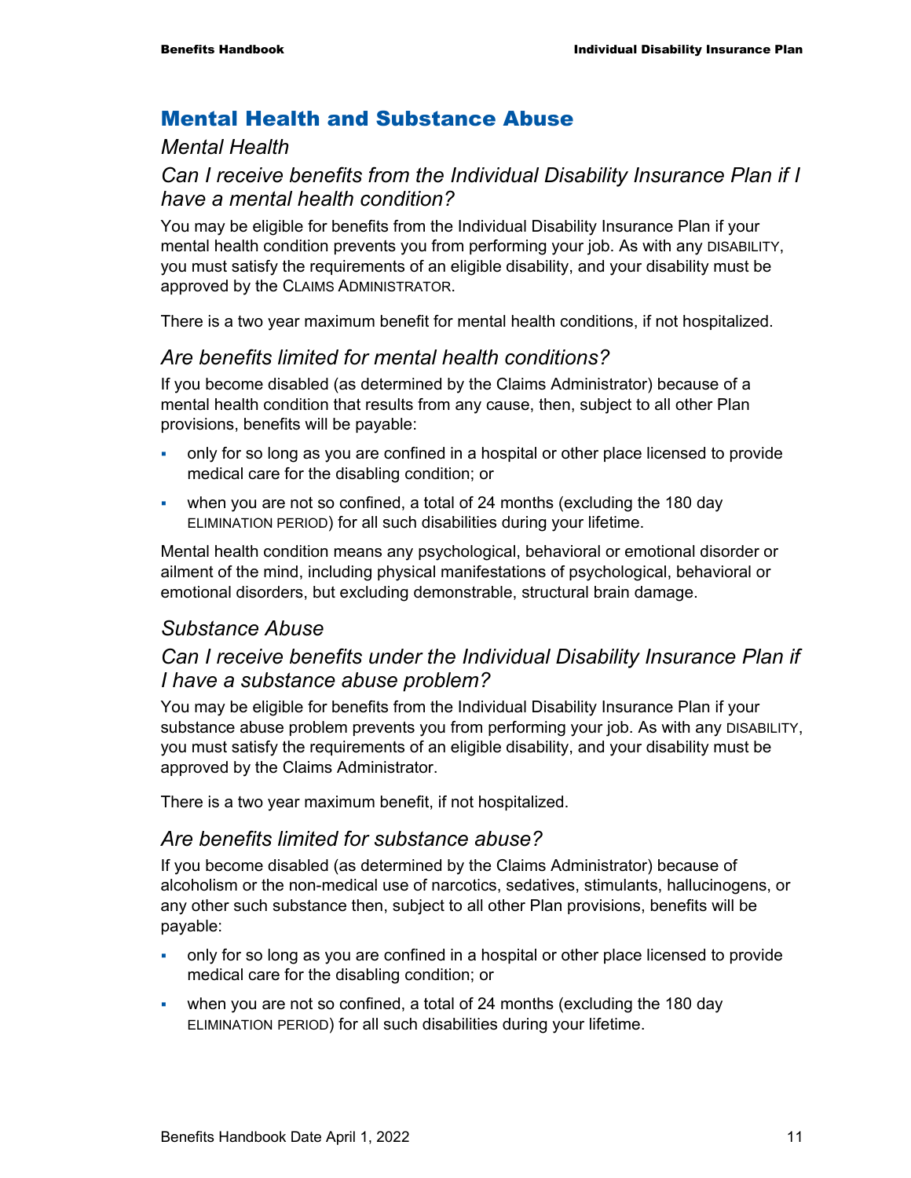## Mental Health and Substance Abuse

### *Mental Health*

### *Can I receive benefits from the Individual Disability Insurance Plan if I have a mental health condition?*

You may be eligible for benefits from the Individual Disability Insurance Plan if your mental health condition prevents you from performing your job. As with any DISABILITY, you must satisfy the requirements of an eligible disability, and your disability must be approved by the CLAIMS ADMINISTRATOR.

There is a two year maximum benefit for mental health conditions, if not hospitalized.

### *Are benefits limited for mental health conditions?*

If you become disabled (as determined by the Claims Administrator) because of a mental health condition that results from any cause, then, subject to all other Plan provisions, benefits will be payable:

- only for so long as you are confined in a hospital or other place licensed to provide medical care for the disabling condition; or
- when you are not so confined, a total of 24 months (excluding the 180 day ELIMINATION PERIOD) for all such disabilities during your lifetime.

Mental health condition means any psychological, behavioral or emotional disorder or ailment of the mind, including physical manifestations of psychological, behavioral or emotional disorders, but excluding demonstrable, structural brain damage.

### *Substance Abuse*

### *Can I receive benefits under the Individual Disability Insurance Plan if I have a substance abuse problem?*

You may be eligible for benefits from the Individual Disability Insurance Plan if your substance abuse problem prevents you from performing your job. As with any DISABILITY, you must satisfy the requirements of an eligible disability, and your disability must be approved by the Claims Administrator.

There is a two year maximum benefit, if not hospitalized.

### *Are benefits limited for substance abuse?*

If you become disabled (as determined by the Claims Administrator) because of alcoholism or the non-medical use of narcotics, sedatives, stimulants, hallucinogens, or any other such substance then, subject to all other Plan provisions, benefits will be payable:

- only for so long as you are confined in a hospital or other place licensed to provide medical care for the disabling condition; or
- when you are not so confined, a total of 24 months (excluding the 180 day ELIMINATION PERIOD) for all such disabilities during your lifetime.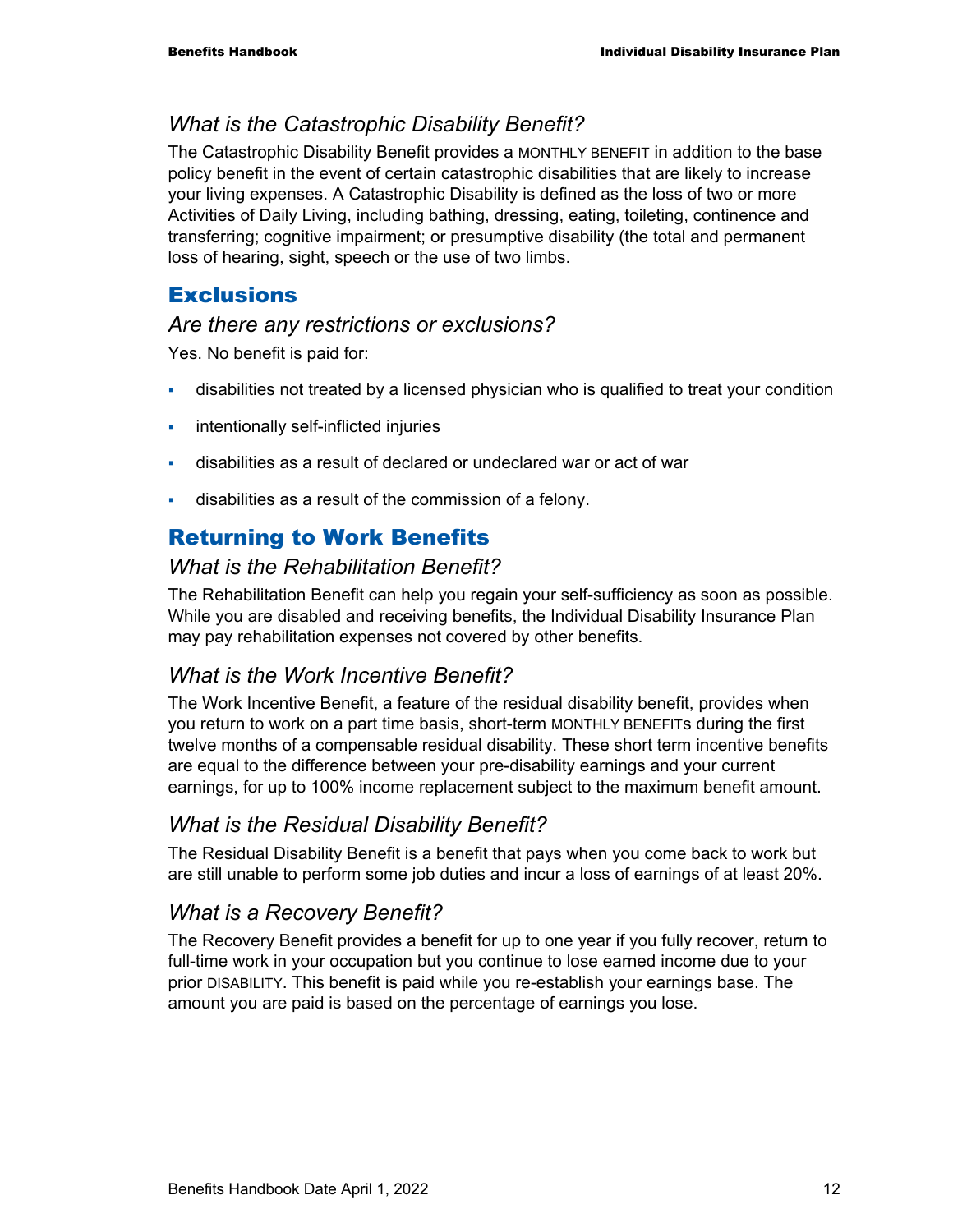### *What is the Catastrophic Disability Benefit?*

The Catastrophic Disability Benefit provides a MONTHLY BENEFIT in addition to the base policy benefit in the event of certain catastrophic disabilities that are likely to increase your living expenses. A Catastrophic Disability is defined as the loss of two or more Activities of Daily Living, including bathing, dressing, eating, toileting, continence and transferring; cognitive impairment; or presumptive disability (the total and permanent loss of hearing, sight, speech or the use of two limbs.

## Exclusions

### *Are there any restrictions or exclusions?*

Yes. No benefit is paid for:

- disabilities not treated by a licensed physician who is qualified to treat your condition
- intentionally self-inflicted injuries
- disabilities as a result of declared or undeclared war or act of war
- disabilities as a result of the commission of a felony.

## Returning to Work Benefits

### *What is the Rehabilitation Benefit?*

The Rehabilitation Benefit can help you regain your self-sufficiency as soon as possible. While you are disabled and receiving benefits, the Individual Disability Insurance Plan may pay rehabilitation expenses not covered by other benefits.

### *What is the Work Incentive Benefit?*

The Work Incentive Benefit, a feature of the residual disability benefit, provides when you return to work on a part time basis, short-term MONTHLY BENEFITs during the first twelve months of a compensable residual disability. These short term incentive benefits are equal to the difference between your pre-disability earnings and your current earnings, for up to 100% income replacement subject to the maximum benefit amount.

### *What is the Residual Disability Benefit?*

The Residual Disability Benefit is a benefit that pays when you come back to work but are still unable to perform some job duties and incur a loss of earnings of at least 20%.

### *What is a Recovery Benefit?*

The Recovery Benefit provides a benefit for up to one year if you fully recover, return to full-time work in your occupation but you continue to lose earned income due to your prior DISABILITY. This benefit is paid while you re-establish your earnings base. The amount you are paid is based on the percentage of earnings you lose.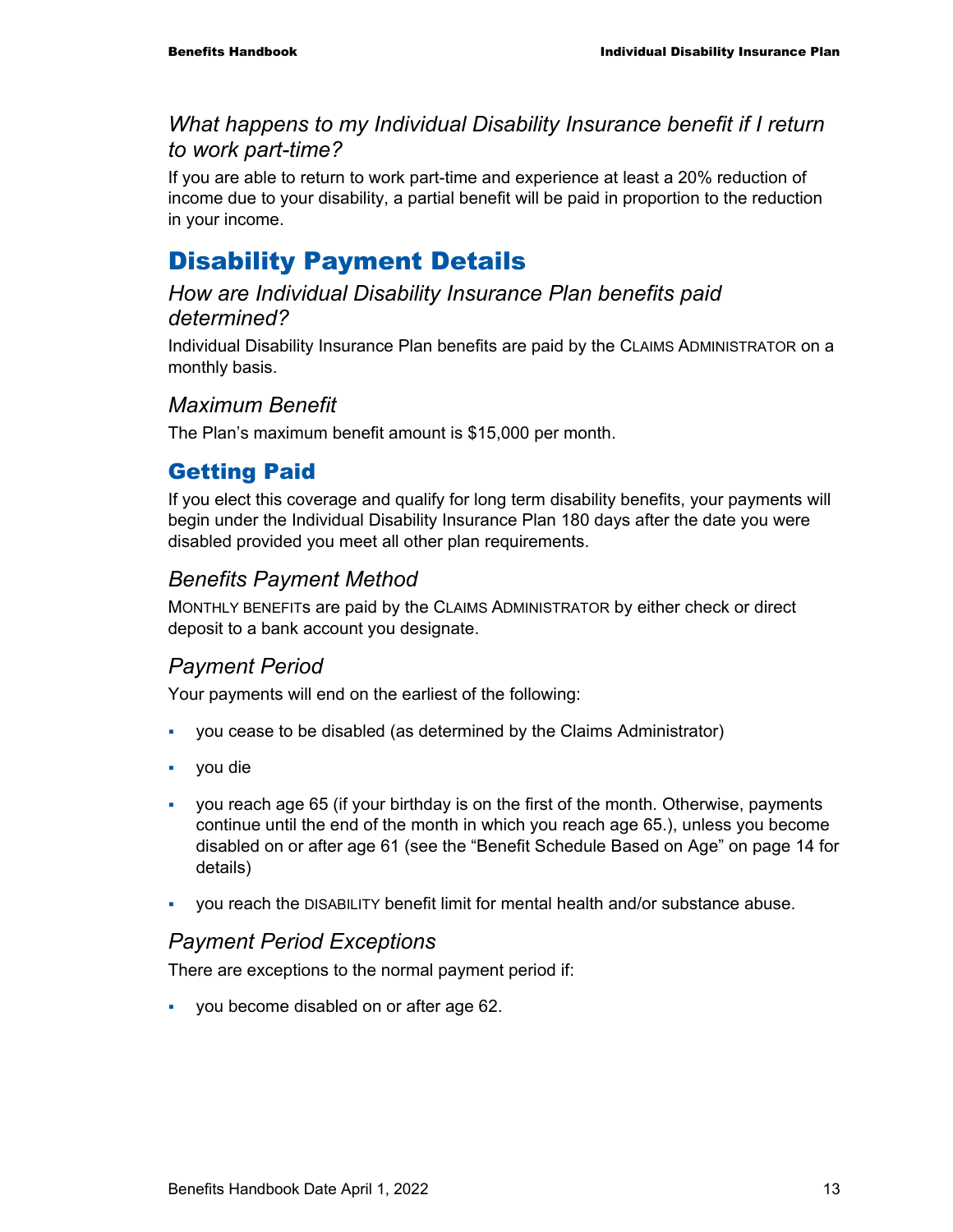### *What happens to my Individual Disability Insurance benefit if I return to work part-time?*

If you are able to return to work part-time and experience at least a 20% reduction of income due to your disability, a partial benefit will be paid in proportion to the reduction in your income.

# Disability Payment Details

### *How are Individual Disability Insurance Plan benefits paid determined?*

Individual Disability Insurance Plan benefits are paid by the CLAIMS ADMINISTRATOR on a monthly basis.

### *Maximum Benefit*

The Plan's maximum benefit amount is $15,000 per month.

## Getting Paid

If you elect this coverage and qualify for long term disability benefits, your payments will begin under the Individual Disability Insurance Plan 180 days after the date you were disabled provided you meet all other plan requirements.

### *Benefits Payment Method*

MONTHLY BENEFITS are paid by the CLAIMS ADMINISTRATOR by either check or direct deposit to a bank account you designate.

### *Payment Period*

Your payments will end on the earliest of the following:

- you cease to be disabled (as determined by the Claims Administrator)
- you die
- you reach age 65 (if your birthday is on the first of the month. Otherwise, payments continue until the end of the month in which you reach age 65.), unless you become disabled on or after age 61 (see the "Benefit Schedule Based on Age" on page 14 for details)
- you reach the DISABILITY benefit limit for mental health and/or substance abuse.

### *Payment Period Exceptions*

There are exceptions to the normal payment period if:

- you become disabled on or after age 62.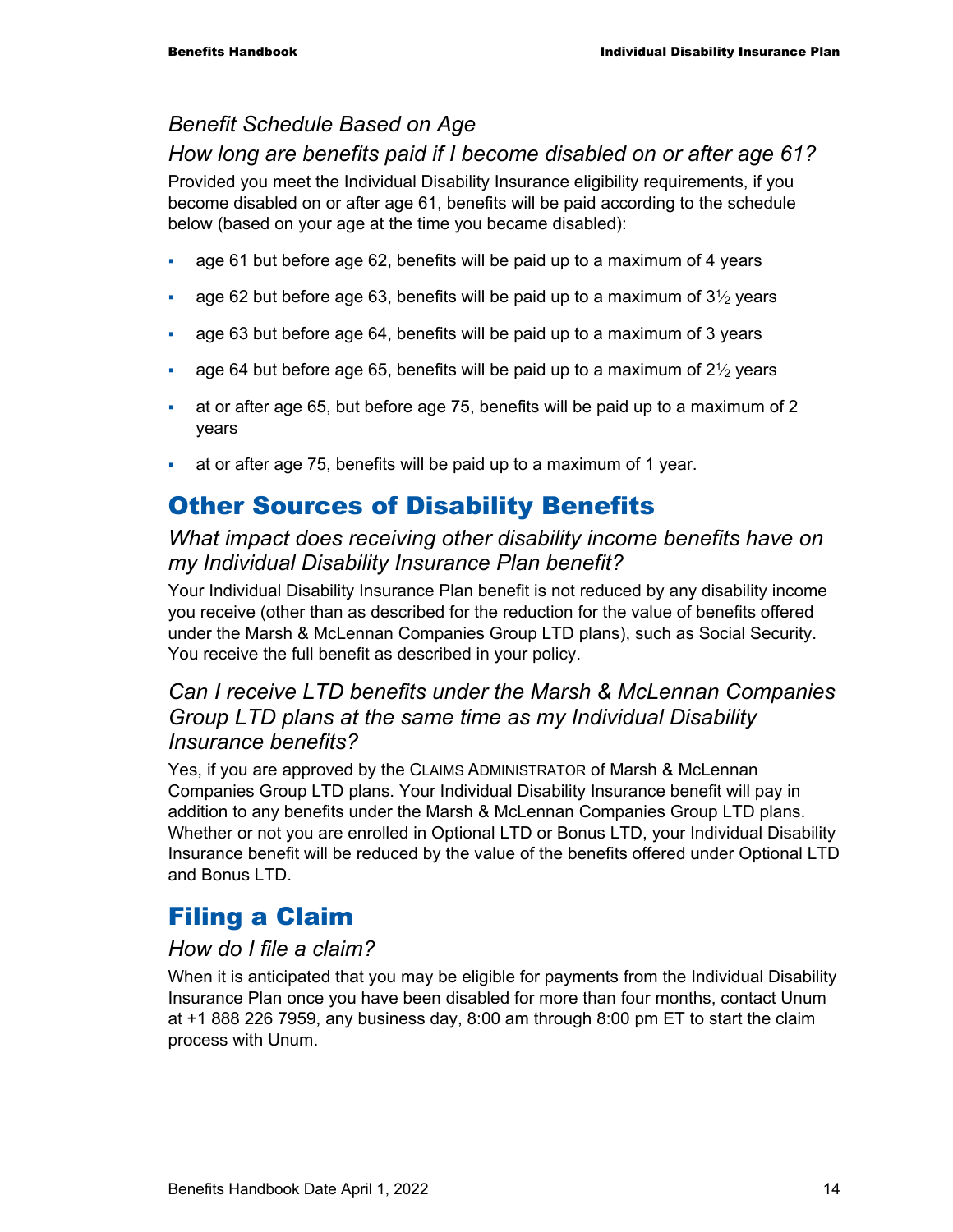### *Benefit Schedule Based on Age*

### *How long are benefits paid if I become disabled on or after age 61?*

Provided you meet the Individual Disability Insurance eligibility requirements, if you become disabled on or after age 61, benefits will be paid according to the schedule below (based on your age at the time you became disabled):

- age 61 but before age 62, benefits will be paid up to a maximum of 4 years
- age 62 but before age 63, benefits will be paid up to a maximum of 3½ years
- age 63 but before age 64, benefits will be paid up to a maximum of 3 years
- age 64 but before age 65, benefits will be paid up to a maximum of 2½ years
- at or after age 65, but before age 75, benefits will be paid up to a maximum of 2 years
- at or after age 75, benefits will be paid up to a maximum of 1 year.

## Other Sources of Disability Benefits

### *What impact does receiving other disability income benefits have on my Individual Disability Insurance Plan benefit?*

Your Individual Disability Insurance Plan benefit is not reduced by any disability income you receive (other than as described for the reduction for the value of benefits offered under the Marsh & McLennan Companies Group LTD plans), such as Social Security. You receive the full benefit as described in your policy.

### *Can I receive LTD benefits under the Marsh & McLennan Companies Group LTD plans at the same time as my Individual Disability Insurance benefits?*

Yes, if you are approved by the CLAIMS ADMINISTRATOR of Marsh & McLennan Companies Group LTD plans. Your Individual Disability Insurance benefit will pay in addition to any benefits under the Marsh & McLennan Companies Group LTD plans. Whether or not you are enrolled in Optional LTD or Bonus LTD, your Individual Disability Insurance benefit will be reduced by the value of the benefits offered under Optional LTD and Bonus LTD.

## Filing a Claim

### *How do I file a claim?*

When it is anticipated that you may be eligible for payments from the Individual Disability Insurance Plan once you have been disabled for more than four months, contact Unum at +1 888 226 7959, any business day, 8:00 am through 8:00 pm ET to start the claim process with Unum.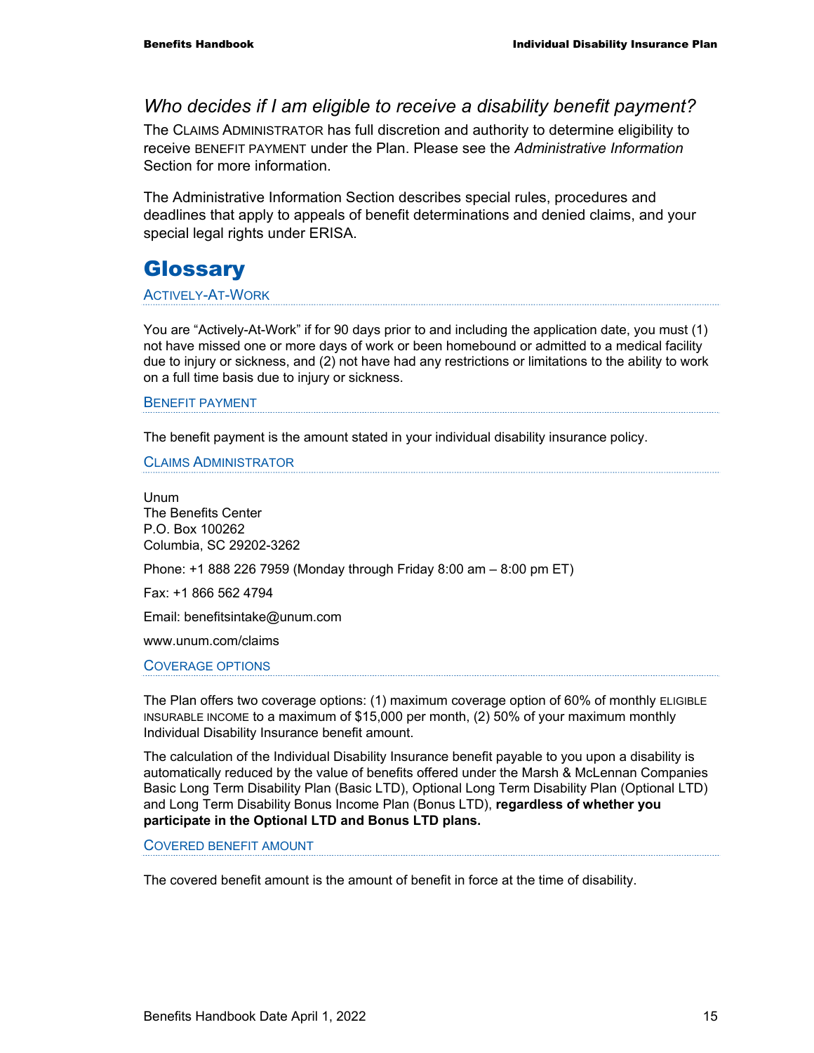### *Who decides if I am eligible to receive a disability benefit payment?*

The CLAIMS ADMINISTRATOR has full discretion and authority to determine eligibility to receive BENEFIT PAYMENT under the Plan. Please see the *Administrative Information* Section for more information.

The Administrative Information Section describes special rules, procedures and deadlines that apply to appeals of benefit determinations and denied claims, and your special legal rights under ERISA.

# Glossary

### ACTIVELY-AT-WORK

You are "Actively-At-Work" if for 90 days prior to and including the application date, you must (1) not have missed one or more days of work or been homebound or admitted to a medical facility due to injury or sickness, and (2) not have had any restrictions or limitations to the ability to work on a full time basis due to injury or sickness.

### BENEFIT PAYMENT

The benefit payment is the amount stated in your individual disability insurance policy.

### CLAIMS ADMINISTRATOR

Unum
The Benefits Center
P.O. Box 100262
Columbia, SC 29202-3262

Phone: +1 888 226 7959 (Monday through Friday 8:00 am – 8:00 pm ET)

Fax: +1 866 562 4794

Email: benefitsintake@unum.com

www.unum.com/claims

### COVERAGE OPTIONS

The Plan offers two coverage options: (1) maximum coverage option of 60% of monthly ELIGIBLE INSURABLE INCOME to a maximum of $15,000 per month, (2) 50% of your maximum monthly Individual Disability Insurance benefit amount.

The calculation of the Individual Disability Insurance benefit payable to you upon a disability is automatically reduced by the value of benefits offered under the Marsh & McLennan Companies Basic Long Term Disability Plan (Basic LTD), Optional Long Term Disability Plan (Optional LTD) and Long Term Disability Bonus Income Plan (Bonus LTD), **regardless of whether you participate in the Optional LTD and Bonus LTD plans.**

### COVERED BENEFIT AMOUNT

The covered benefit amount is the amount of benefit in force at the time of disability.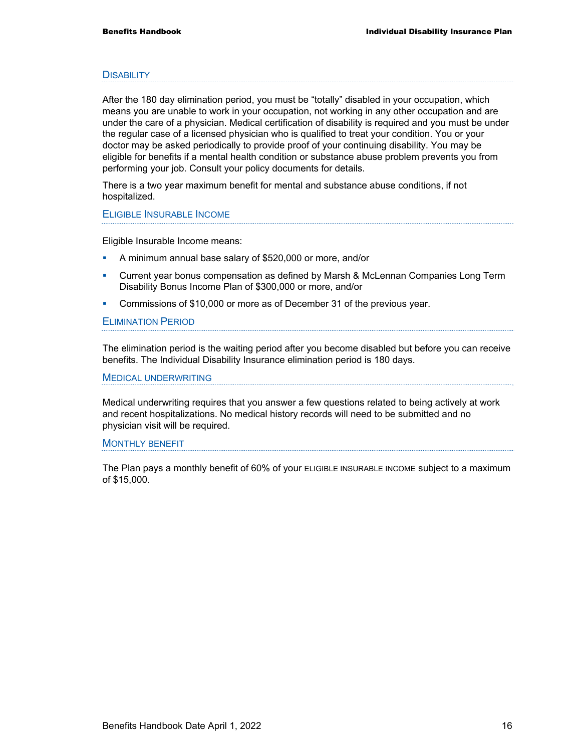## Disability

After the 180 day elimination period, you must be “totally” disabled in your occupation, which means you are unable to work in your occupation, not working in any other occupation and are under the care of a physician. Medical certification of disability is required and you must be under the regular case of a licensed physician who is qualified to treat your condition. You or your doctor may be asked periodically to provide proof of your continuing disability. You may be eligible for benefits if a mental health condition or substance abuse problem prevents you from performing your job. Consult your policy documents for details.

There is a two year maximum benefit for mental and substance abuse conditions, if not hospitalized.

## Eligible Insurable Income

Eligible Insurable Income means:

- A minimum annual base salary of $520,000 or more, and/or
- Current year bonus compensation as defined by Marsh & McLennan Companies Long Term Disability Bonus Income Plan of $300,000 or more, and/or
- Commissions of $10,000 or more as of December 31 of the previous year.

## Elimination Period

The elimination period is the waiting period after you become disabled but before you can receive benefits. The Individual Disability Insurance elimination period is 180 days.

## Medical underwriting

Medical underwriting requires that you answer a few questions related to being actively at work and recent hospitalizations. No medical history records will need to be submitted and no physician visit will be required.

## Monthly benefit

The Plan pays a monthly benefit of 60% of your ELIGIBLE INSURABLE INCOME subject to a maximum of $15,000.